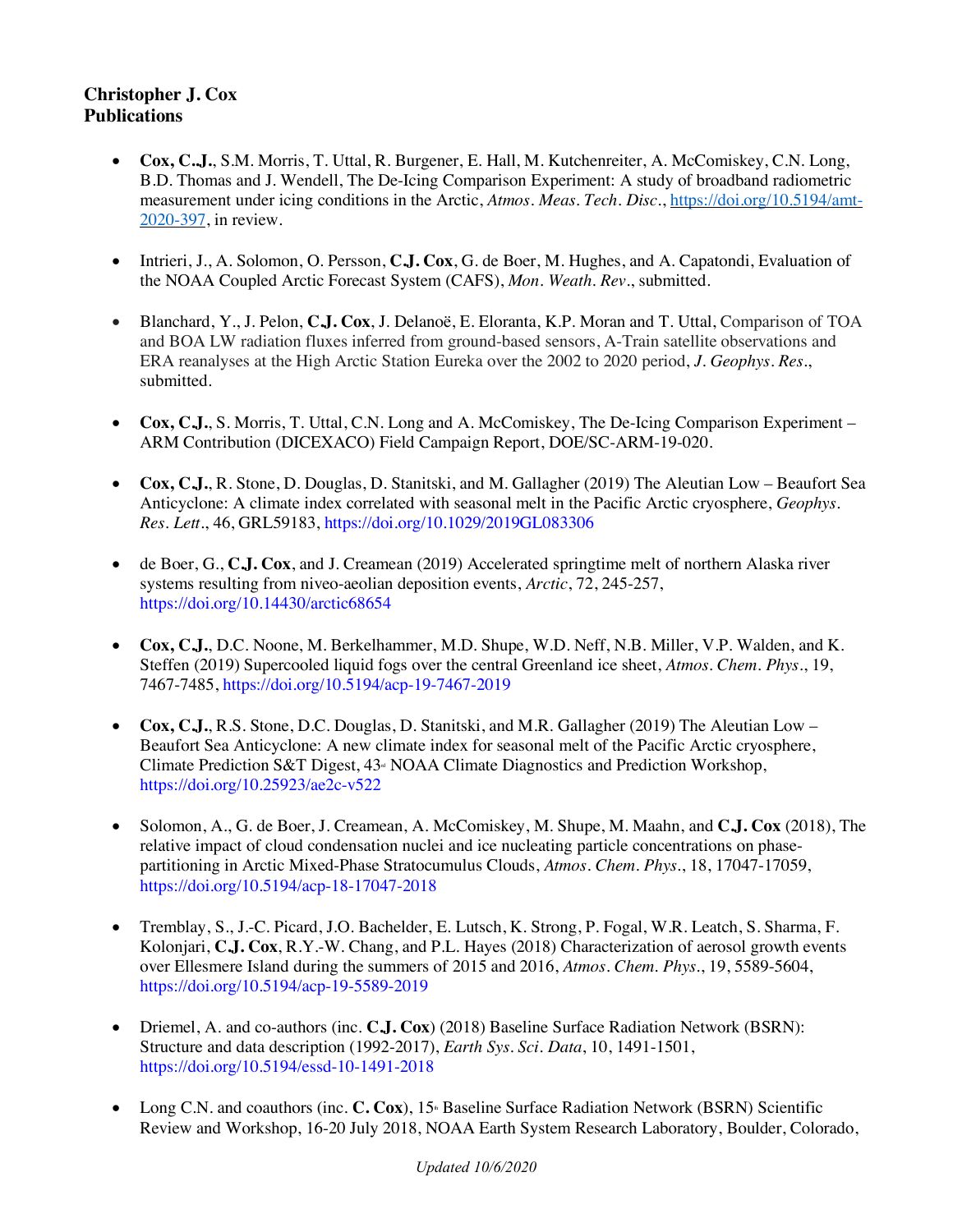**Christopher J. Cox**
**Publications**

- **Cox, C.J.**, S.M. Morris, T. Uttal, R. Burgener, E. Hall, M. Kutchenreiter, A. McComiskey, C.N. Long, B.D. Thomas and J. Wendell, The De-Icing Comparison Experiment: A study of broadband radiometric measurement under icing conditions in the Arctic, *Atmos. Meas. Tech. Disc.*, https://doi.org/10.5194/amt-2020-397, in review.

- Intrieri, J., A. Solomon, O. Persson, **C.J. Cox**, G. de Boer, M. Hughes, and A. Capatondi, Evaluation of the NOAA Coupled Arctic Forecast System (CAFS), *Mon. Weath. Rev.*, submitted.

- Blanchard, Y., J. Pelon, **C.J. Cox**, J. Delanoë, E. Eloranta, K.P. Moran and T. Uttal, Comparison of TOA and BOA LW radiation fluxes inferred from ground-based sensors, A-Train satellite observations and ERA reanalyses at the High Arctic Station Eureka over the 2002 to 2020 period, *J. Geophys. Res.*, submitted.

- **Cox, C.J.**, S. Morris, T. Uttal, C.N. Long and A. McComiskey, The De-Icing Comparison Experiment – ARM Contribution (DICEXACO) Field Campaign Report, DOE/SC-ARM-19-020.

- **Cox, C.J.**, R. Stone, D. Douglas, D. Stanitski, and M. Gallagher (2019) The Aleutian Low – Beaufort Sea Anticyclone: A climate index correlated with seasonal melt in the Pacific Arctic cryosphere, *Geophys. Res. Lett.*, 46, GRL59183, https://doi.org/10.1029/2019GL083306

- de Boer, G., **C.J. Cox**, and J. Creamean (2019) Accelerated springtime melt of northern Alaska river systems resulting from niveo-aeolian deposition events, *Arctic*, 72, 245-257, https://doi.org/10.14430/arctic68654

- **Cox, C.J.**, D.C. Noone, M. Berkelhammer, M.D. Shupe, W.D. Neff, N.B. Miller, V.P. Walden, and K. Steffen (2019) Supercooled liquid fogs over the central Greenland ice sheet, *Atmos. Chem. Phys.*, 19, 7467-7485, https://doi.org/10.5194/acp-19-7467-2019

- **Cox, C.J.**, R.S. Stone, D.C. Douglas, D. Stanitski, and M.R. Gallagher (2019) The Aleutian Low – Beaufort Sea Anticyclone: A new climate index for seasonal melt of the Pacific Arctic cryosphere, Climate Prediction S&T Digest, 43rd NOAA Climate Diagnostics and Prediction Workshop, https://doi.org/10.25923/ae2c-v522

- Solomon, A., G. de Boer, J. Creamean, A. McComiskey, M. Shupe, M. Maahn, and **C.J. Cox** (2018), The relative impact of cloud condensation nuclei and ice nucleating particle concentrations on phase-partitioning in Arctic Mixed-Phase Stratocumulus Clouds, *Atmos. Chem. Phys.*, 18, 17047-17059, https://doi.org/10.5194/acp-18-17047-2018

- Tremblay, S., J.-C. Picard, J.O. Bachelder, E. Lutsch, K. Strong, P. Fogal, W.R. Leatch, S. Sharma, F. Kolonjari, **C.J. Cox**, R.Y.-W. Chang, and P.L. Hayes (2018) Characterization of aerosol growth events over Ellesmere Island during the summers of 2015 and 2016, *Atmos. Chem. Phys.*, 19, 5589-5604, https://doi.org/10.5194/acp-19-5589-2019

- Driemel, A. and co-authors (inc. **C.J. Cox**) (2018) Baseline Surface Radiation Network (BSRN): Structure and data description (1992-2017), *Earth Sys. Sci. Data*, 10, 1491-1501, https://doi.org/10.5194/essd-10-1491-2018

- Long C.N. and coauthors (inc. **C. Cox**), 15th Baseline Surface Radiation Network (BSRN) Scientific Review and Workshop, 16-20 July 2018, NOAA Earth System Research Laboratory, Boulder, Colorado,

*Updated 10/6/2020*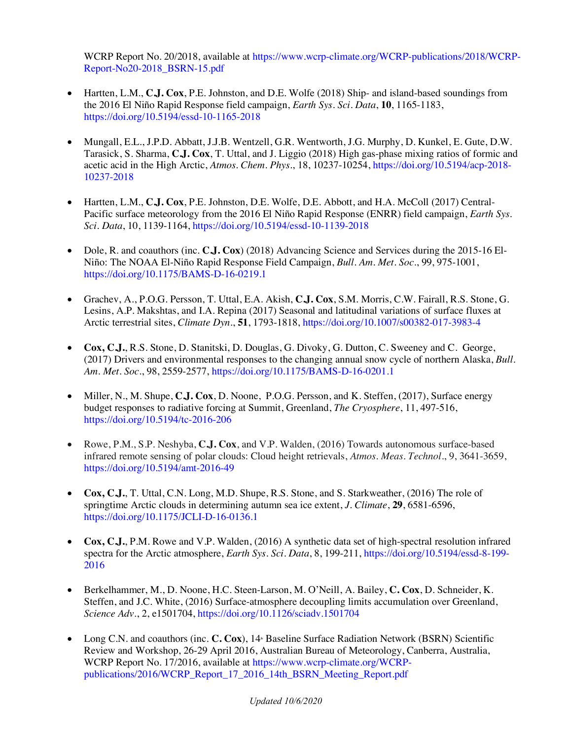WCRP Report No. 20/2018, available at https://www.wcrp-climate.org/WCRP-publications/2018/WCRP-Report-No20-2018_BSRN-15.pdf

- Hartten, L.M., **C.J. Cox**, P.E. Johnston, and D.E. Wolfe (2018) Ship- and island-based soundings from the 2016 El Niño Rapid Response field campaign, *Earth Sys. Sci. Data*, **10**, 1165-1183, https://doi.org/10.5194/essd-10-1165-2018

- Mungall, E.L., J.P.D. Abbatt, J.J.B. Wentzell, G.R. Wentworth, J.G. Murphy, D. Kunkel, E. Gute, D.W. Tarasick, S. Sharma, **C.J. Cox**, T. Uttal, and J. Liggio (2018) High gas-phase mixing ratios of formic and acetic acid in the High Arctic, *Atmos. Chem. Phys*., 18, 10237-10254, https://doi.org/10.5194/acp-2018-10237-2018

- Hartten, L.M., **C.J. Cox**, P.E. Johnston, D.E. Wolfe, D.E. Abbott, and H.A. McColl (2017) Central-Pacific surface meteorology from the 2016 El Niño Rapid Response (ENRR) field campaign, *Earth Sys. Sci. Data*, 10, 1139-1164, https://doi.org/10.5194/essd-10-1139-2018

- Dole, R. and coauthors (inc. **C.J. Cox**) (2018) Advancing Science and Services during the 2015-16 El-Niño: The NOAA El-Niño Rapid Response Field Campaign, *Bull. Am. Met. Soc*., 99, 975-1001, https://doi.org/10.1175/BAMS-D-16-0219.1

- Grachev, A., P.O.G. Persson, T. Uttal, E.A. Akish, **C.J. Cox**, S.M. Morris, C.W. Fairall, R.S. Stone, G. Lesins, A.P. Makshtas, and I.A. Repina (2017) Seasonal and latitudinal variations of surface fluxes at Arctic terrestrial sites, *Climate Dyn*., **51**, 1793-1818, https://doi.org/10.1007/s00382-017-3983-4

- **Cox, C.J.**, R.S. Stone, D. Stanitski, D. Douglas, G. Divoky, G. Dutton, C. Sweeney and C. George, (2017) Drivers and environmental responses to the changing annual snow cycle of northern Alaska, *Bull. Am. Met. Soc*., 98, 2559-2577, https://doi.org/10.1175/BAMS-D-16-0201.1

- Miller, N., M. Shupe, **C.J. Cox**, D. Noone, P.O.G. Persson, and K. Steffen, (2017), Surface energy budget responses to radiative forcing at Summit, Greenland, *The Cryosphere*, 11, 497-516, https://doi.org/10.5194/tc-2016-206

- Rowe, P.M., S.P. Neshyba, **C.J. Cox**, and V.P. Walden, (2016) Towards autonomous surface-based infrared remote sensing of polar clouds: Cloud height retrievals, *Atmos. Meas. Technol*., 9, 3641-3659, https://doi.org/10.5194/amt-2016-49

- **Cox, C.J.**, T. Uttal, C.N. Long, M.D. Shupe, R.S. Stone, and S. Starkweather, (2016) The role of springtime Arctic clouds in determining autumn sea ice extent, *J. Climate*, **29**, 6581-6596, https://doi.org/10.1175/JCLI-D-16-0136.1

- **Cox, C.J.**, P.M. Rowe and V.P. Walden, (2016) A synthetic data set of high-spectral resolution infrared spectra for the Arctic atmosphere, *Earth Sys. Sci. Data*, 8, 199-211, https://doi.org/10.5194/essd-8-199-2016

- Berkelhammer, M., D. Noone, H.C. Steen-Larson, M. O'Neill, A. Bailey, **C. Cox**, D. Schneider, K. Steffen, and J.C. White, (2016) Surface-atmosphere decoupling limits accumulation over Greenland, *Science Adv*., 2, e1501704, https://doi.org/10.1126/sciadv.1501704

- Long C.N. and coauthors (inc. **C. Cox**), 14th Baseline Surface Radiation Network (BSRN) Scientific Review and Workshop, 26-29 April 2016, Australian Bureau of Meteorology, Canberra, Australia, WCRP Report No. 17/2016, available at https://www.wcrp-climate.org/WCRP-publications/2016/WCRP_Report_17_2016_14th_BSRN_Meeting_Report.pdf

*Updated 10/6/2020*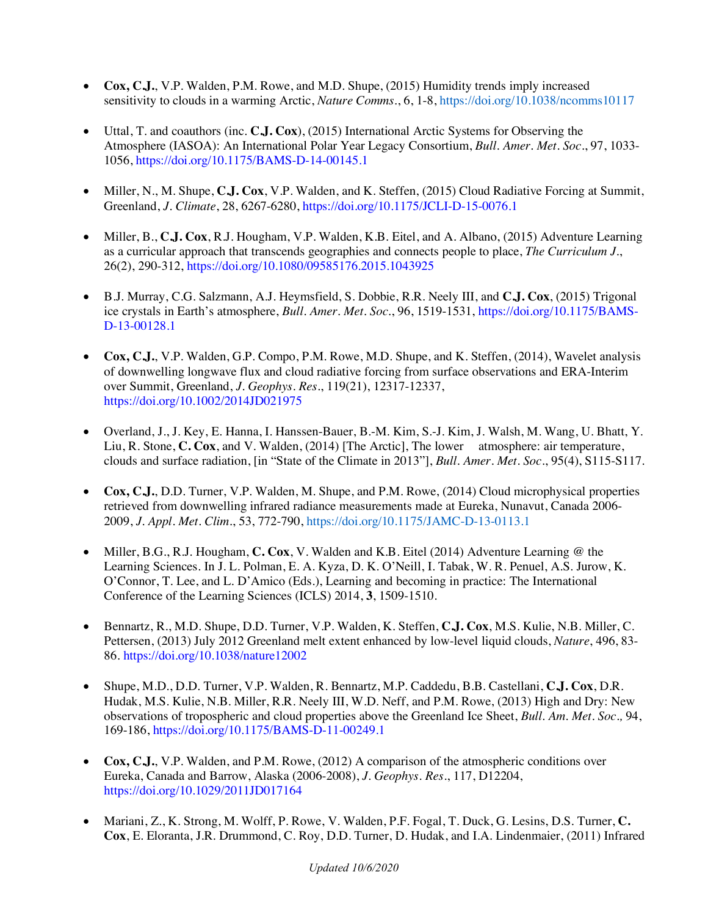- **Cox, C.J.**, V.P. Walden, P.M. Rowe, and M.D. Shupe, (2015) Humidity trends imply increased sensitivity to clouds in a warming Arctic, *Nature Comms*., 6, 1-8, https://doi.org/10.1038/ncomms10117

- Uttal, T. and coauthors (inc. **C.J. Cox**), (2015) International Arctic Systems for Observing the Atmosphere (IASOA): An International Polar Year Legacy Consortium, *Bull. Amer. Met. Soc*., 97, 1033-1056, https://doi.org/10.1175/BAMS-D-14-00145.1

- Miller, N., M. Shupe, **C.J. Cox**, V.P. Walden, and K. Steffen, (2015) Cloud Radiative Forcing at Summit, Greenland, *J. Climate*, 28, 6267-6280, https://doi.org/10.1175/JCLI-D-15-0076.1

- Miller, B., **C.J. Cox**, R.J. Hougham, V.P. Walden, K.B. Eitel, and A. Albano, (2015) Adventure Learning as a curricular approach that transcends geographies and connects people to place, *The Curriculum J*., 26(2), 290-312, https://doi.org/10.1080/09585176.2015.1043925

- B.J. Murray, C.G. Salzmann, A.J. Heymsfield, S. Dobbie, R.R. Neely III, and **C.J. Cox**, (2015) Trigonal ice crystals in Earth's atmosphere, *Bull. Amer. Met. Soc*., 96, 1519-1531, https://doi.org/10.1175/BAMS-D-13-00128.1

- **Cox, C.J.**, V.P. Walden, G.P. Compo, P.M. Rowe, M.D. Shupe, and K. Steffen, (2014), Wavelet analysis of downwelling longwave flux and cloud radiative forcing from surface observations and ERA-Interim over Summit, Greenland, *J. Geophys. Res*., 119(21), 12317-12337, https://doi.org/10.1002/2014JD021975

- Overland, J., J. Key, E. Hanna, I. Hanssen-Bauer, B.-M. Kim, S.-J. Kim, J. Walsh, M. Wang, U. Bhatt, Y. Liu, R. Stone, **C. Cox**, and V. Walden, (2014) [The Arctic], The lower atmosphere: air temperature, clouds and surface radiation, [in "State of the Climate in 2013"], *Bull. Amer. Met. Soc*., 95(4), S115-S117.

- **Cox, C.J.**, D.D. Turner, V.P. Walden, M. Shupe, and P.M. Rowe, (2014) Cloud microphysical properties retrieved from downwelling infrared radiance measurements made at Eureka, Nunavut, Canada 2006-2009, *J. Appl. Met. Clim*., 53, 772-790, https://doi.org/10.1175/JAMC-D-13-0113.1

- Miller, B.G., R.J. Hougham, **C. Cox**, V. Walden and K.B. Eitel (2014) Adventure Learning @ the Learning Sciences. In J. L. Polman, E. A. Kyza, D. K. O'Neill, I. Tabak, W. R. Penuel, A.S. Jurow, K. O'Connor, T. Lee, and L. D'Amico (Eds.), Learning and becoming in practice: The International Conference of the Learning Sciences (ICLS) 2014, **3**, 1509-1510.

- Bennartz, R., M.D. Shupe, D.D. Turner, V.P. Walden, K. Steffen, **C.J. Cox**, M.S. Kulie, N.B. Miller, C. Pettersen, (2013) July 2012 Greenland melt extent enhanced by low-level liquid clouds, *Nature*, 496, 83-86. https://doi.org/10.1038/nature12002

- Shupe, M.D., D.D. Turner, V.P. Walden, R. Bennartz, M.P. Caddedu, B.B. Castellani, **C.J. Cox**, D.R. Hudak, M.S. Kulie, N.B. Miller, R.R. Neely III, W.D. Neff, and P.M. Rowe, (2013) High and Dry: New observations of tropospheric and cloud properties above the Greenland Ice Sheet, *Bull. Am. Met. Soc.,* 94, 169-186, https://doi.org/10.1175/BAMS-D-11-00249.1

- **Cox, C.J.**, V.P. Walden, and P.M. Rowe, (2012) A comparison of the atmospheric conditions over Eureka, Canada and Barrow, Alaska (2006-2008), *J. Geophys. Res*., 117, D12204, https://doi.org/10.1029/2011JD017164

- Mariani, Z., K. Strong, M. Wolff, P. Rowe, V. Walden, P.F. Fogal, T. Duck, G. Lesins, D.S. Turner, **C. Cox**, E. Eloranta, J.R. Drummond, C. Roy, D.D. Turner, D. Hudak, and I.A. Lindenmaier, (2011) Infrared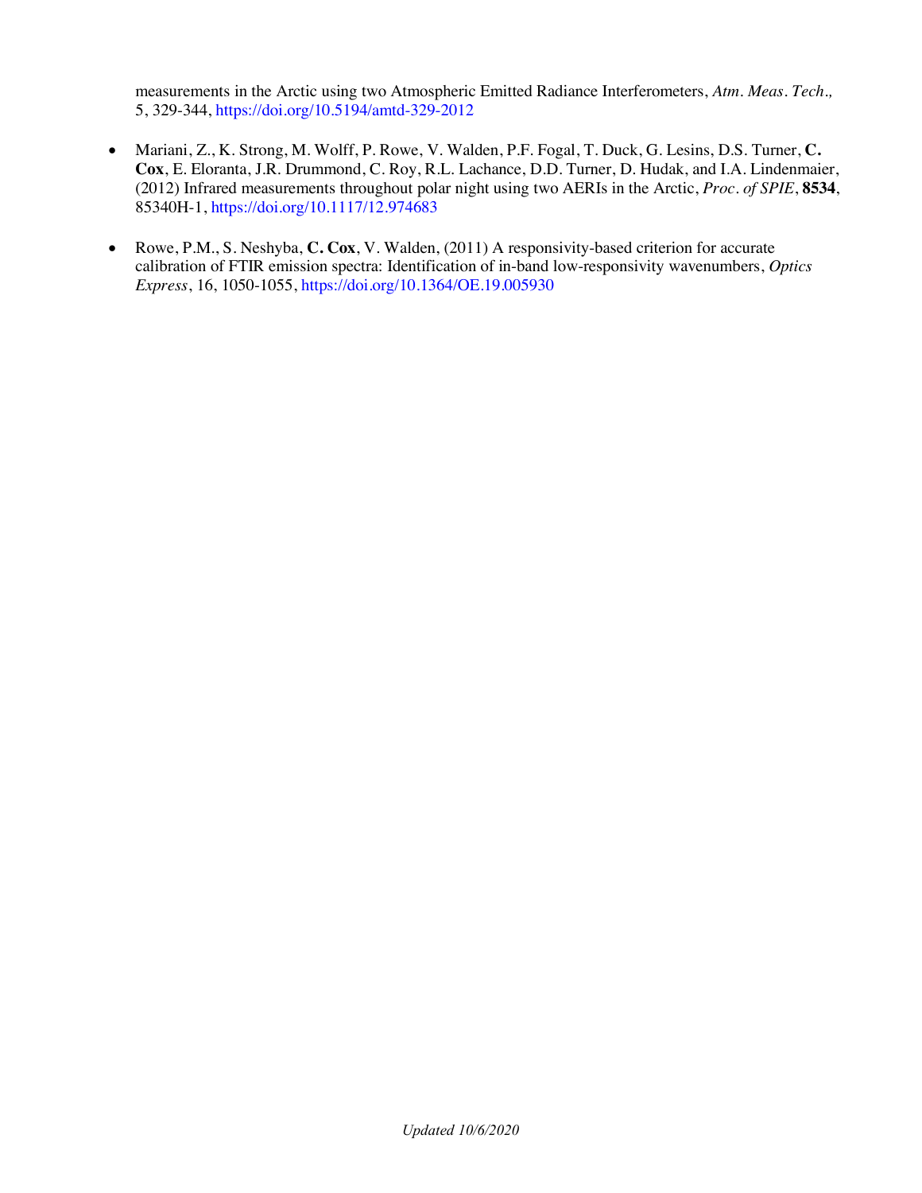measurements in the Arctic using two Atmospheric Emitted Radiance Interferometers, *Atm. Meas. Tech.,* 5, 329-344, https://doi.org/10.5194/amtd-329-2012

- Mariani, Z., K. Strong, M. Wolff, P. Rowe, V. Walden, P.F. Fogal, T. Duck, G. Lesins, D.S. Turner, **C. Cox**, E. Eloranta, J.R. Drummond, C. Roy, R.L. Lachance, D.D. Turner, D. Hudak, and I.A. Lindenmaier, (2012) Infrared measurements throughout polar night using two AERIs in the Arctic, *Proc. of SPIE*, **8534**, 85340H-1, https://doi.org/10.1117/12.974683

- Rowe, P.M., S. Neshyba, **C. Cox**, V. Walden, (2011) A responsivity-based criterion for accurate calibration of FTIR emission spectra: Identification of in-band low-responsivity wavenumbers, *Optics Express*, 16, 1050-1055, https://doi.org/10.1364/OE.19.005930

*Updated 10/6/2020*